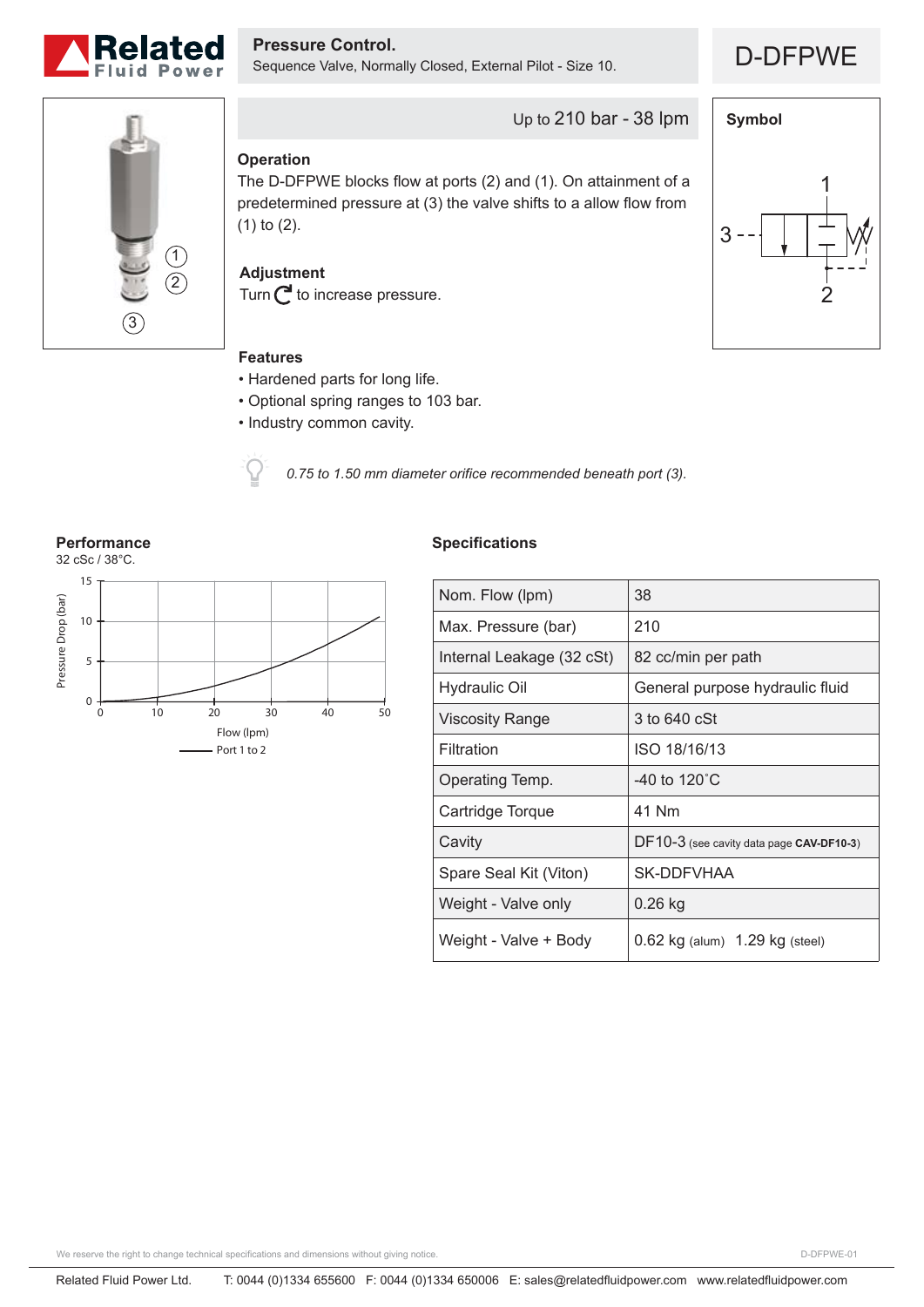# Related Fluid Power

## Pressure Control.

Sequence Valve, Normally Closed, External Pilot - Size 10.

# D-DFPWE

Up to 210 bar - 38 lpm

### Operation

The D-DFPWE blocks flow at ports (2) and (1). On attainment of a predetermined pressure at (3) the valve shifts to a allow flow from (1) to (2).

### Adjustment

Turn ↻ to increase pressure.

### Features

- Hardened parts for long life.
- Optional spring ranges to 103 bar.
- Industry common cavity.

*0.75 to 1.50 mm diameter orifice recommended beneath port (3).*

### Symbol

### Performance

32 cSc / 38°C.

Pressure Drop (bar) vs Flow (lpm) — Port 1 to 2

### Specifications

| | |
|---|---|
| Nom. Flow (lpm) | 38 |
| Max. Pressure (bar) | 210 |
| Internal Leakage (32 cSt) | 82 cc/min per path |
| Hydraulic Oil | General purpose hydraulic fluid |
| Viscosity Range | 3 to 640 cSt |
| Filtration | ISO 18/16/13 |
| Operating Temp. | -40 to 120˚C |
| Cartridge Torque | 41 Nm |
| Cavity | DF10-3 (see cavity data page **CAV-DF10-3**) |
| Spare Seal Kit (Viton) | SK-DDFVHAA |
| Weight - Valve only | 0.26 kg |
| Weight - Valve + Body | 0.62 kg (alum) 1.29 kg (steel) |

We reserve the right to change technical specifications and dimensions without giving notice.

Related Fluid Power Ltd. T: 0044 (0)1334 655600 F: 0044 (0)1334 650006 E: sales@relatedfluidpower.com www.relatedfluidpower.com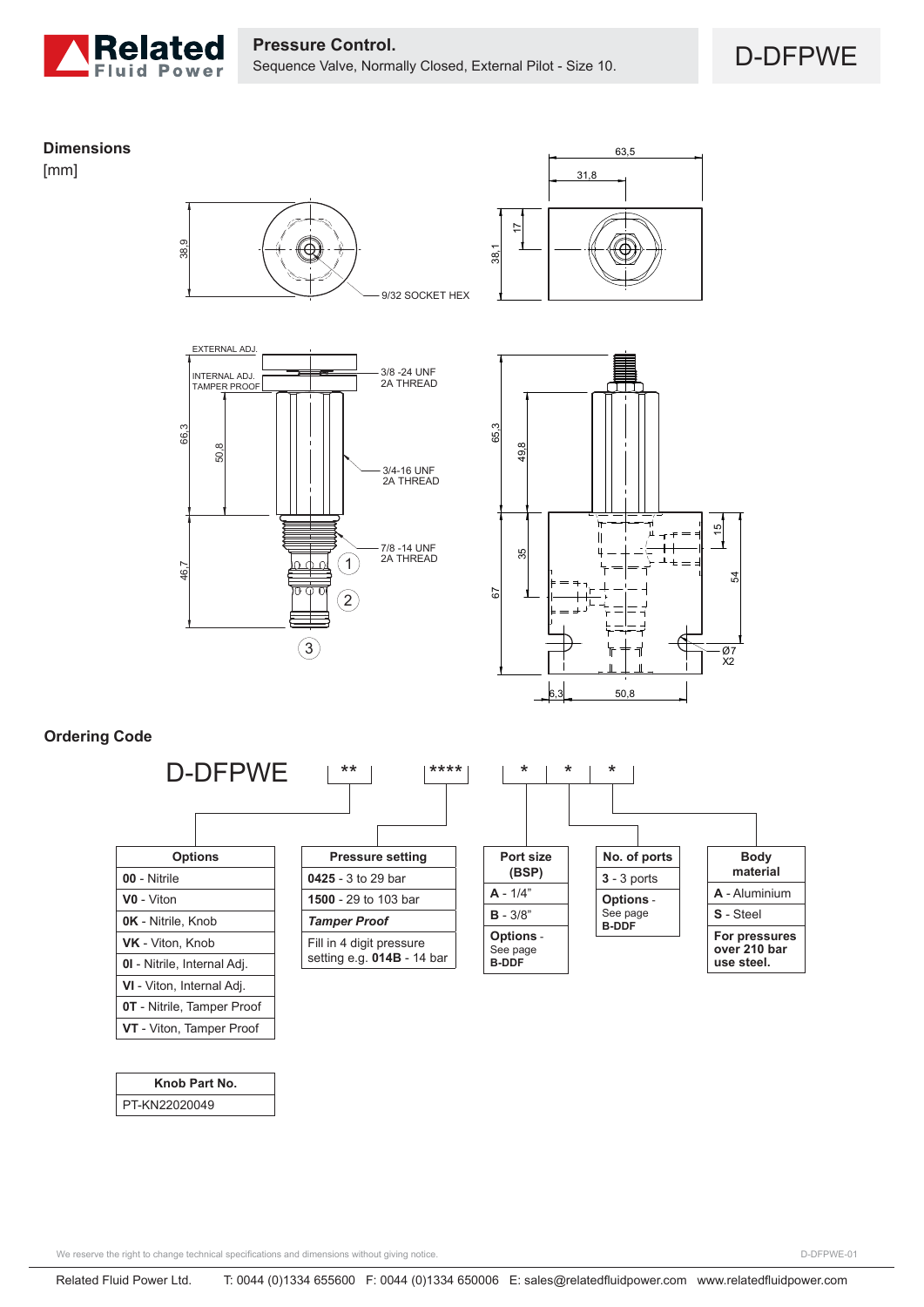Pressure Control.

Sequence Valve, Normally Closed, External Pilot - Size 10.

# D-DFPWE

## Dimensions

[mm]

63,5
31,8
38,9
9/32 SOCKET HEX
17
38,1
EXTERNAL ADJ.
INTERNAL ADJ. TAMPER PROOF
3/8 -24 UNF 2A THREAD
66,3
50,8
3/4-16 UNF 2A THREAD
7/8 -14 UNF 2A THREAD
46,7
1
2
3
65,3
49,8
35
67
15
54
Ø7 X2
6,3
50,8

## Ordering Code

D-DFPWE ** **** * * *

| Options |
|---|
| **00** - Nitrile |
| **V0** - Viton |
| **0K** - Nitrile, Knob |
| **VK** - Viton, Knob |
| **0I** - Nitrile, Internal Adj. |
| **VI** - Viton, Internal Adj. |
| **0T** - Nitrile, Tamper Proof |
| **VT** - Viton, Tamper Proof |

| Pressure setting |
|---|
| **0425** - 3 to 29 bar |
| **1500** - 29 to 103 bar |
| ***Tamper Proof*** |
| Fill in 4 digit pressure setting e.g. **014B** - 14 bar |

| Port size (BSP) |
|---|
| **A** - 1/4" |
| **B** - 3/8" |
| **Options** - See page **B-DDF** |

| No. of ports |
|---|
| **3** - 3 ports |
| **Options** - See page **B-DDF** |

| Body material |
|---|
| **A** - Aluminium |
| **S** - Steel |
| **For pressures over 210 bar use steel.** |

| Knob Part No. |
|---|
| PT-KN22020049 |

We reserve the right to change technical specifications and dimensions without giving notice.

D-DFPWE-01

Related Fluid Power Ltd. T: 0044 (0)1334 655600 F: 0044 (0)1334 650006 E: sales@relatedfluidpower.com www.relatedfluidpower.com